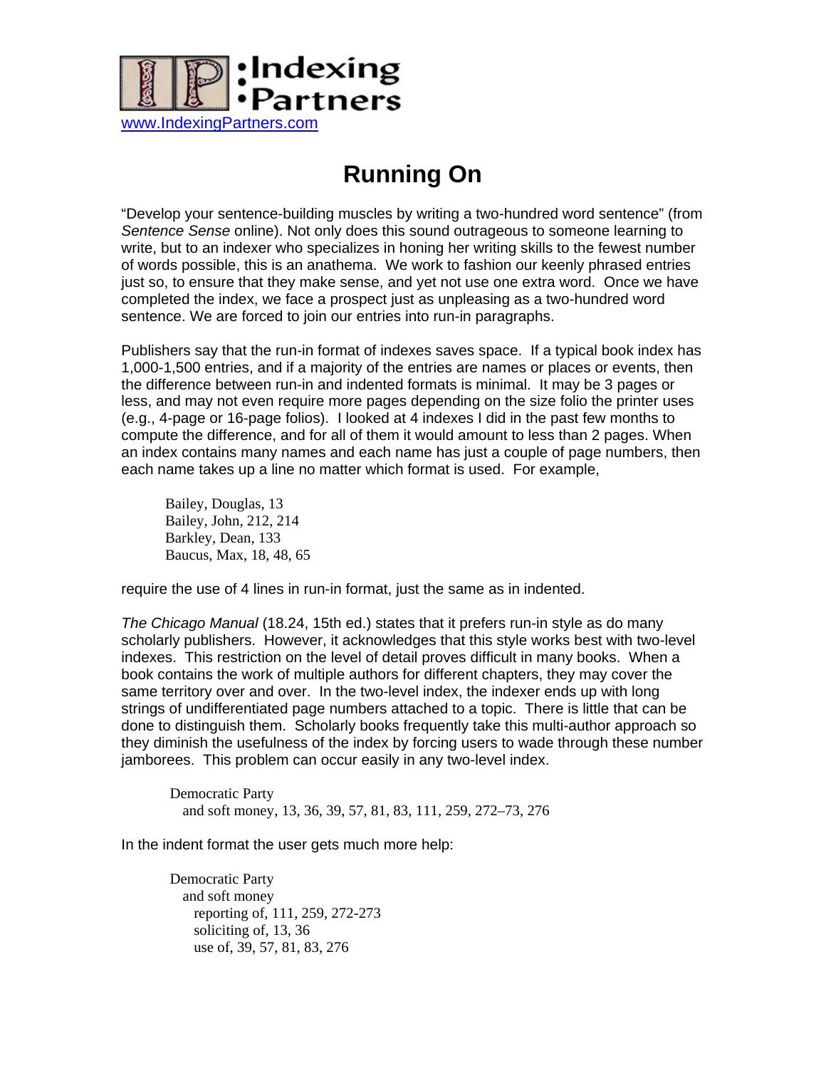:Indexing
•Partners

www.IndexingPartners.com

# Running On

"Develop your sentence-building muscles by writing a two-hundred word sentence" (from *Sentence Sense* online). Not only does this sound outrageous to someone learning to write, but to an indexer who specializes in honing her writing skills to the fewest number of words possible, this is an anathema. We work to fashion our keenly phrased entries just so, to ensure that they make sense, and yet not use one extra word. Once we have completed the index, we face a prospect just as unpleasing as a two-hundred word sentence. We are forced to join our entries into run-in paragraphs.

Publishers say that the run-in format of indexes saves space. If a typical book index has 1,000-1,500 entries, and if a majority of the entries are names or places or events, then the difference between run-in and indented formats is minimal. It may be 3 pages or less, and may not even require more pages depending on the size folio the printer uses (e.g., 4-page or 16-page folios). I looked at 4 indexes I did in the past few months to compute the difference, and for all of them it would amount to less than 2 pages. When an index contains many names and each name has just a couple of page numbers, then each name takes up a line no matter which format is used. For example,

> Bailey, Douglas, 13
> Bailey, John, 212, 214
> Barkley, Dean, 133
> Baucus, Max, 18, 48, 65

require the use of 4 lines in run-in format, just the same as in indented.

*The Chicago Manual* (18.24, 15th ed.) states that it prefers run-in style as do many scholarly publishers. However, it acknowledges that this style works best with two-level indexes. This restriction on the level of detail proves difficult in many books. When a book contains the work of multiple authors for different chapters, they may cover the same territory over and over. In the two-level index, the indexer ends up with long strings of undifferentiated page numbers attached to a topic. There is little that can be done to distinguish them. Scholarly books frequently take this multi-author approach so they diminish the usefulness of the index by forcing users to wade through these number jamborees. This problem can occur easily in any two-level index.

> Democratic Party
> &nbsp;&nbsp;and soft money, 13, 36, 39, 57, 81, 83, 111, 259, 272–73, 276

In the indent format the user gets much more help:

> Democratic Party
> &nbsp;&nbsp;and soft money
> &nbsp;&nbsp;&nbsp;&nbsp;reporting of, 111, 259, 272-273
> &nbsp;&nbsp;&nbsp;&nbsp;soliciting of, 13, 36
> &nbsp;&nbsp;&nbsp;&nbsp;use of, 39, 57, 81, 83, 276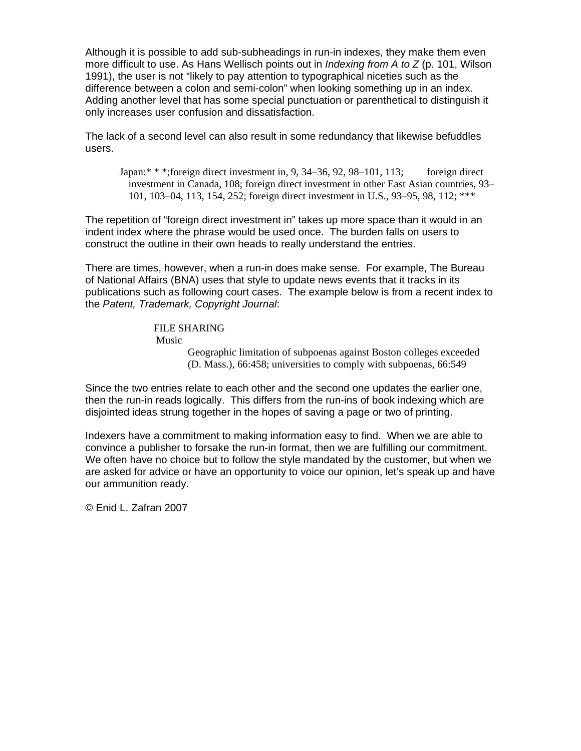Although it is possible to add sub-subheadings in run-in indexes, they make them even more difficult to use. As Hans Wellisch points out in *Indexing from A to Z* (p. 101, Wilson 1991), the user is not "likely to pay attention to typographical niceties such as the difference between a colon and semi-colon" when looking something up in an index. Adding another level that has some special punctuation or parenthetical to distinguish it only increases user confusion and dissatisfaction.

The lack of a second level can also result in some redundancy that likewise befuddles users.

> Japan:* * *;foreign direct investment in, 9, 34–36, 92, 98–101, 113; foreign direct investment in Canada, 108; foreign direct investment in other East Asian countries, 93–101, 103–04, 113, 154, 252; foreign direct investment in U.S., 93–95, 98, 112; ***

The repetition of "foreign direct investment in" takes up more space than it would in an indent index where the phrase would be used once. The burden falls on users to construct the outline in their own heads to really understand the entries.

There are times, however, when a run-in does make sense. For example, The Bureau of National Affairs (BNA) uses that style to update news events that it tracks in its publications such as following court cases. The example below is from a recent index to the *Patent, Trademark, Copyright Journal*:

> FILE SHARING
> Music
> Geographic limitation of subpoenas against Boston colleges exceeded (D. Mass.), 66:458; universities to comply with subpoenas, 66:549

Since the two entries relate to each other and the second one updates the earlier one, then the run-in reads logically. This differs from the run-ins of book indexing which are disjointed ideas strung together in the hopes of saving a page or two of printing.

Indexers have a commitment to making information easy to find. When we are able to convince a publisher to forsake the run-in format, then we are fulfilling our commitment. We often have no choice but to follow the style mandated by the customer, but when we are asked for advice or have an opportunity to voice our opinion, let's speak up and have our ammunition ready.

© Enid L. Zafran 2007